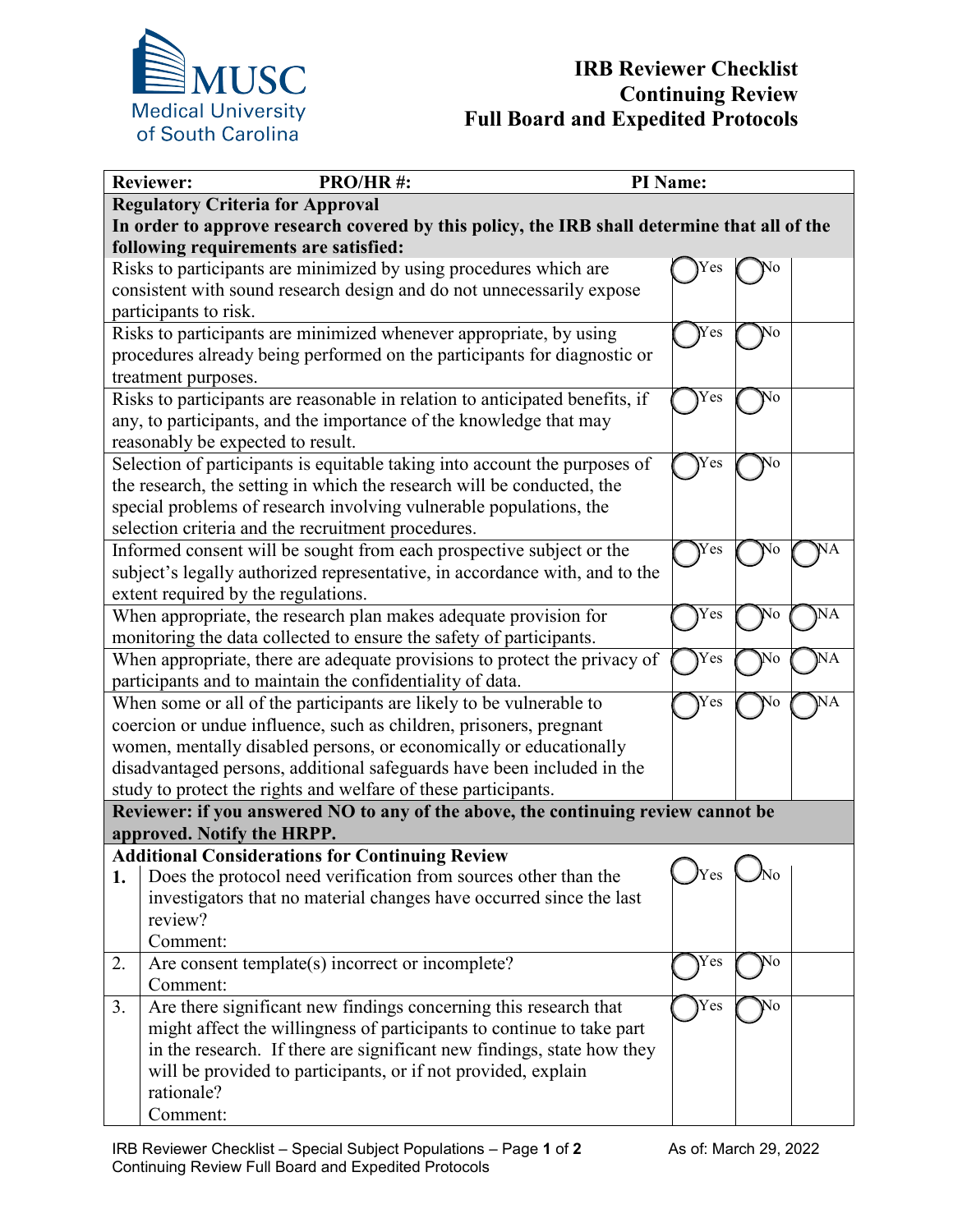**MUSC Medical University of South Carolina**

# IRB Reviewer Checklist
## Continuing Review
## Full Board and Expedited Protocols

| **Reviewer:** | **PRO/HR #:** | **PI Name:** | |
|---|---|---|---|
| **Regulatory Criteria for Approval**<br>**In order to approve research covered by this policy, the IRB shall determine that all of the following requirements are satisfied:** | | | |
| Risks to participants are minimized by using procedures which are consistent with sound research design and do not unnecessarily expose participants to risk. | ◯ Yes | ◯ No | |
| Risks to participants are minimized whenever appropriate, by using procedures already being performed on the participants for diagnostic or treatment purposes. | ◯ Yes | ◯ No | |
| Risks to participants are reasonable in relation to anticipated benefits, if any, to participants, and the importance of the knowledge that may reasonably be expected to result. | ◯ Yes | ◯ No | |
| Selection of participants is equitable taking into account the purposes of the research, the setting in which the research will be conducted, the special problems of research involving vulnerable populations, the selection criteria and the recruitment procedures. | ◯ Yes | ◯ No | |
| Informed consent will be sought from each prospective subject or the subject's legally authorized representative, in accordance with, and to the extent required by the regulations. | ◯ Yes | ◯ No | ◯ NA |
| When appropriate, the research plan makes adequate provision for monitoring the data collected to ensure the safety of participants. | ◯ Yes | ◯ No | ◯ NA |
| When appropriate, there are adequate provisions to protect the privacy of participants and to maintain the confidentiality of data. | ◯ Yes | ◯ No | ◯ NA |
| When some or all of the participants are likely to be vulnerable to coercion or undue influence, such as children, prisoners, pregnant women, mentally disabled persons, or economically or educationally disadvantaged persons, additional safeguards have been included in the study to protect the rights and welfare of these participants. | ◯ Yes | ◯ No | ◯ NA |
| **Reviewer: if you answered NO to any of the above, the continuing review cannot be approved. Notify the HRPP.** | | | |

**Additional Considerations for Continuing Review**

| # | Question | | | |
|---|---|---|---|---|
| **1.** | Does the protocol need verification from sources other than the investigators that no material changes have occurred since the last review?<br>Comment: | ◯ Yes | ◯ No | |
| 2. | Are consent template(s) incorrect or incomplete?<br>Comment: | ◯ Yes | ◯ No | |
| 3. | Are there significant new findings concerning this research that might affect the willingness of participants to continue to take part in the research. If there are significant new findings, state how they will be provided to participants, or if not provided, explain rationale?<br>Comment: | ◯ Yes | ◯ No | |

IRB Reviewer Checklist – Special Subject Populations
Continuing Review Full Board and Expedited Protocols
As of: March 29, 2022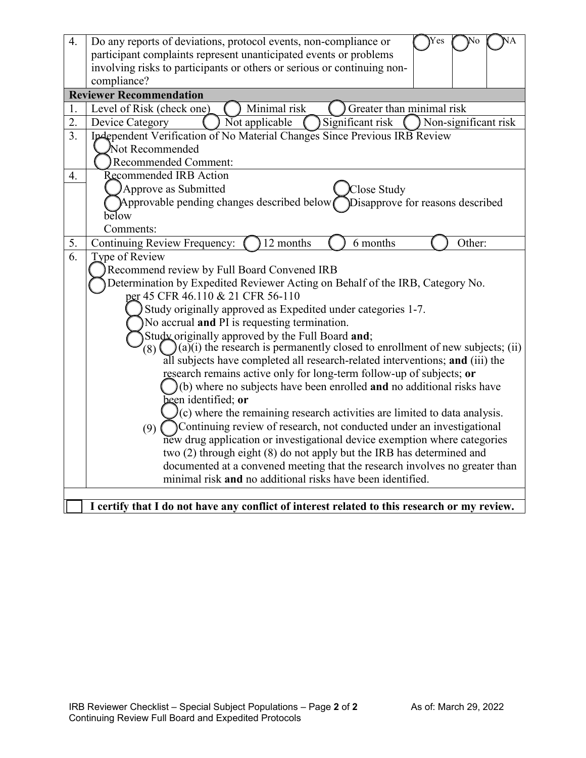| | | | | |
|---|---|---|---|---|
| 4. | Do any reports of deviations, protocol events, non-compliance or participant complaints represent unanticipated events or problems involving risks to participants or others or serious or continuing non-compliance? | ◯ Yes | ◯ No | ◯ NA |

**Reviewer Recommendation**

1. Level of Risk (check one) ◯ Minimal risk ◯ Greater than minimal risk
2. Device Category ◯ Not applicable ◯ Significant risk ◯ Non-significant risk
3. Independent Verification of No Material Changes Since Previous IRB Review
   - ◯ Not Recommended
   - ◯ Recommended Comment:
4. Recommended IRB Action
   - ◯ Approve as Submitted
   - ◯ Close Study
   - ◯ Approvable pending changes described below
   - ◯ Disapprove for reasons described below

   Comments:
5. Continuing Review Frequency: ◯ 12 months ◯ 6 months ◯ Other:
6. Type of Review
   - ◯ Recommend review by Full Board Convened IRB
   - ◯ Determination by Expedited Reviewer Acting on Behalf of the IRB, Category No. per 45 CFR 46.110 & 21 CFR 56-110
     - ◯ Study originally approved as Expedited under categories 1-7.
     - ◯ No accrual **and** PI is requesting termination.
     - ◯ Study originally approved by the Full Board **and**;
       - (8) ◯ (a)(i) the research is permanently closed to enrollment of new subjects; (ii) all subjects have completed all research-related interventions; **and** (iii) the research remains active only for long-term follow-up of subjects; **or**
         - ◯ (b) where no subjects have been enrolled **and** no additional risks have been identified; **or**
         - ◯ (c) where the remaining research activities are limited to data analysis.
       - (9) ◯ Continuing review of research, not conducted under an investigational new drug application or investigational device exemption where categories two (2) through eight (8) do not apply but the IRB has determined and documented at a convened meeting that the research involves no greater than minimal risk **and** no additional risks have been identified.

☐ **I certify that I do not have any conflict of interest related to this research or my review.**